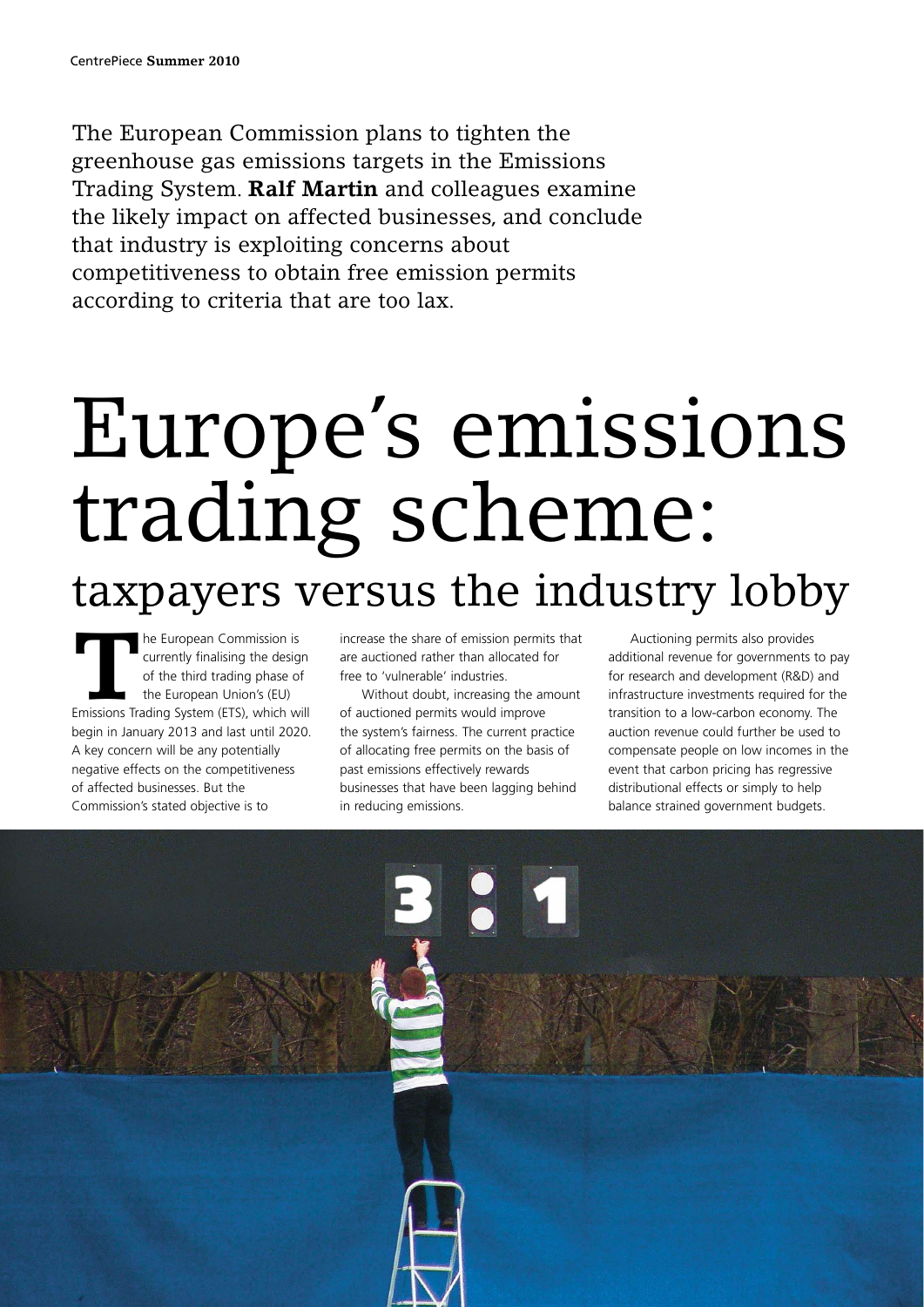The European Commission plans to tighten the greenhouse gas emissions targets in the Emissions Trading System. **Ralf Martin** and colleagues examine the likely impact on affected businesses, and conclude that industry is exploiting concerns about competitiveness to obtain free emission permits according to criteria that are too lax.

# Europe's emissions trading scheme:

## taxpayers versus the industry lobby

The European Commission is currently finalising the design of the third trading phase of the European Union's (EU) Emissions Trading System (ETS), which will begin in January 2013 and last until 2020. A key concern will be any potentially negative effects on the competitiveness of affected businesses. But the Commission's stated objective is to increase the share of emission permits that are auctioned rather than allocated for free to 'vulnerable' industries.

Without doubt, increasing the amount of auctioned permits would improve the system's fairness. The current practice of allocating free permits on the basis of past emissions effectively rewards businesses that have been lagging behind in reducing emissions.

Auctioning permits also provides additional revenue for governments to pay for research and development (R&D) and infrastructure investments required for the transition to a low-carbon economy. The auction revenue could further be used to compensate people on low incomes in the event that carbon pricing has regressive distributional effects or simply to help balance strained government budgets.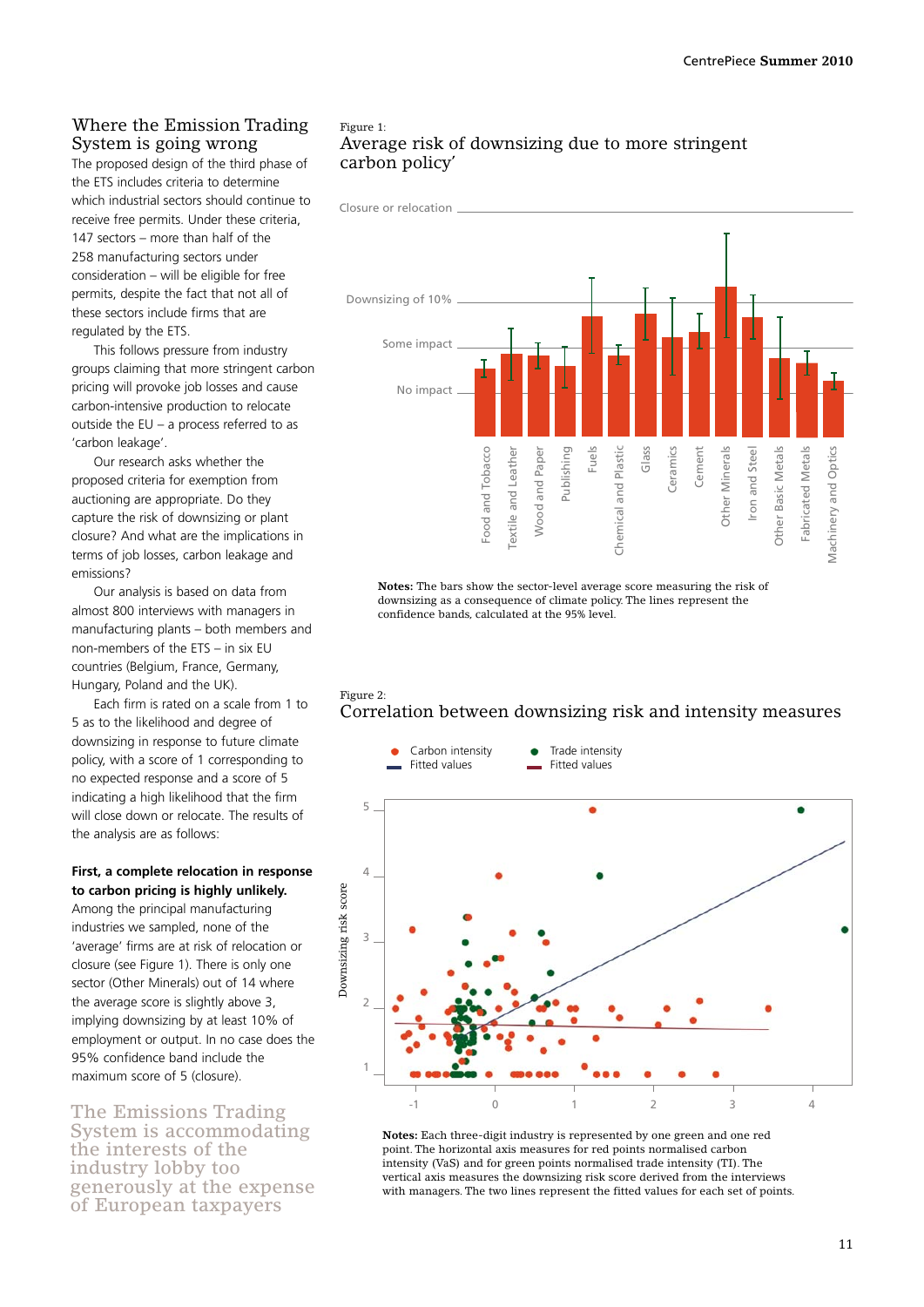## Where the Emission Trading System is going wrong

The proposed design of the third phase of the ETS includes criteria to determine which industrial sectors should continue to receive free permits. Under these criteria, 147 sectors – more than half of the 258 manufacturing sectors under consideration – will be eligible for free permits, despite the fact that not all of these sectors include firms that are regulated by the ETS.

This follows pressure from industry groups claiming that more stringent carbon pricing will provoke job losses and cause carbon-intensive production to relocate outside the EU – a process referred to as 'carbon leakage'.

Our research asks whether the proposed criteria for exemption from auctioning are appropriate. Do they capture the risk of downsizing or plant closure? And what are the implications in terms of job losses, carbon leakage and emissions?

Our analysis is based on data from almost 800 interviews with managers in manufacturing plants – both members and non-members of the ETS – in six EU countries (Belgium, France, Germany, Hungary, Poland and the UK).

Each firm is rated on a scale from 1 to 5 as to the likelihood and degree of downsizing in response to future climate policy, with a score of 1 corresponding to no expected response and a score of 5 indicating a high likelihood that the firm will close down or relocate. The results of the analysis are as follows:

**First, a complete relocation in response to carbon pricing is highly unlikely.** Among the principal manufacturing industries we sampled, none of the 'average' firms are at risk of relocation or closure (see Figure 1). There is only one sector (Other Minerals) out of 14 where the average score is slightly above 3, implying downsizing by at least 10% of employment or output. In no case does the 95% confidence band include the maximum score of 5 (closure).

> The Emissions Trading System is accommodating the interests of the industry lobby too generously at the expense of European taxpayers

Figure 1:
Average risk of downsizing due to more stringent carbon policy'

**Notes:** The bars show the sector-level average score measuring the risk of downsizing as a consequence of climate policy. The lines represent the confidence bands, calculated at the 95% level.

Figure 2:
Correlation between downsizing risk and intensity measures

**Notes:** Each three-digit industry is represented by one green and one red point. The horizontal axis measures for red points normalised carbon intensity (VaS) and for green points normalised trade intensity (TI). The vertical axis measures the downsizing risk score derived from the interviews with managers. The two lines represent the fitted values for each set of points.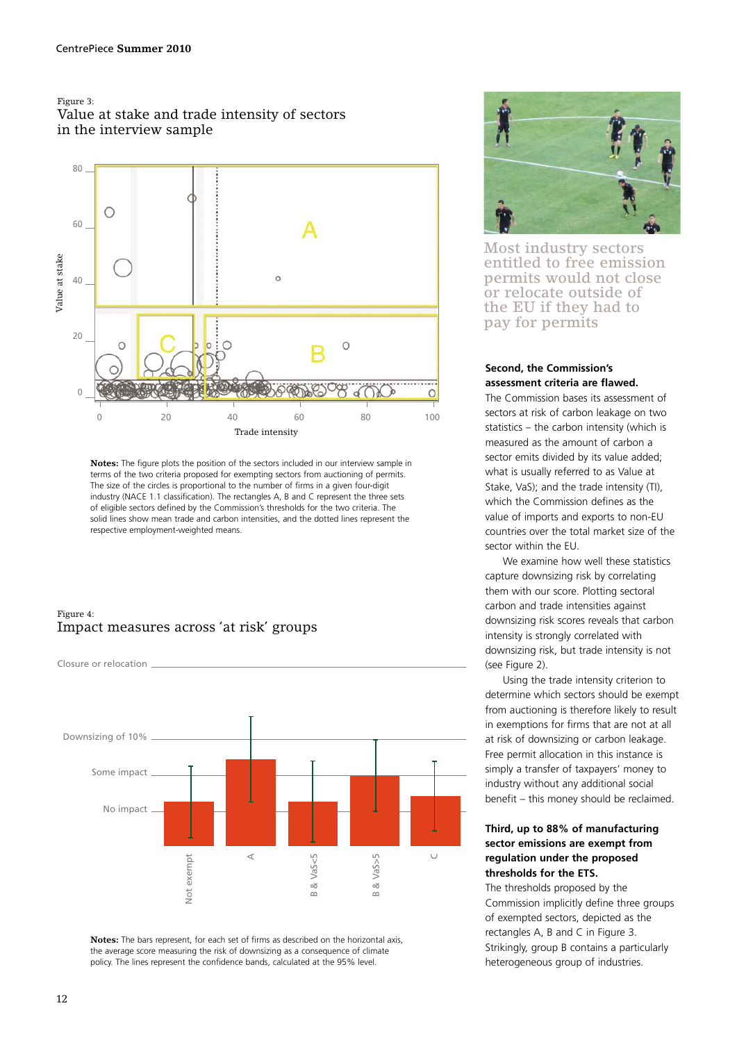Figure 3:
## Value at stake and trade intensity of sectors in the interview sample

**Notes:** The figure plots the position of the sectors included in our interview sample in terms of the two criteria proposed for exempting sectors from auctioning of permits. The size of the circles is proportional to the number of firms in a given four-digit industry (NACE 1.1 classification). The rectangles A, B and C represent the three sets of eligible sectors defined by the Commission's thresholds for the two criteria. The solid lines show mean trade and carbon intensities, and the dotted lines represent the respective employment-weighted means.

Figure 4:
## Impact measures across 'at risk' groups

**Notes:** The bars represent, for each set of firms as described on the horizontal axis, the average score measuring the risk of downsizing as a consequence of climate policy. The lines represent the confidence bands, calculated at the 95% level.

Most industry sectors entitled to free emission permits would not close or relocate outside of the EU if they had to pay for permits

**Second, the Commission's assessment criteria are flawed.** The Commission bases its assessment of sectors at risk of carbon leakage on two statistics – the carbon intensity (which is measured as the amount of carbon a sector emits divided by its value added; what is usually referred to as Value at Stake, VaS); and the trade intensity (TI), which the Commission defines as the value of imports and exports to non-EU countries over the total market size of the sector within the EU.

We examine how well these statistics capture downsizing risk by correlating them with our score. Plotting sectoral carbon and trade intensities against downsizing risk scores reveals that carbon intensity is strongly correlated with downsizing risk, but trade intensity is not (see Figure 2).

Using the trade intensity criterion to determine which sectors should be exempt from auctioning is therefore likely to result in exemptions for firms that are not at all at risk of downsizing or carbon leakage. Free permit allocation in this instance is simply a transfer of taxpayers' money to industry without any additional social benefit – this money should be reclaimed.

**Third, up to 88% of manufacturing sector emissions are exempt from regulation under the proposed thresholds for the ETS.** The thresholds proposed by the Commission implicitly define three groups of exempted sectors, depicted as the rectangles A, B and C in Figure 3. Strikingly, group B contains a particularly heterogeneous group of industries.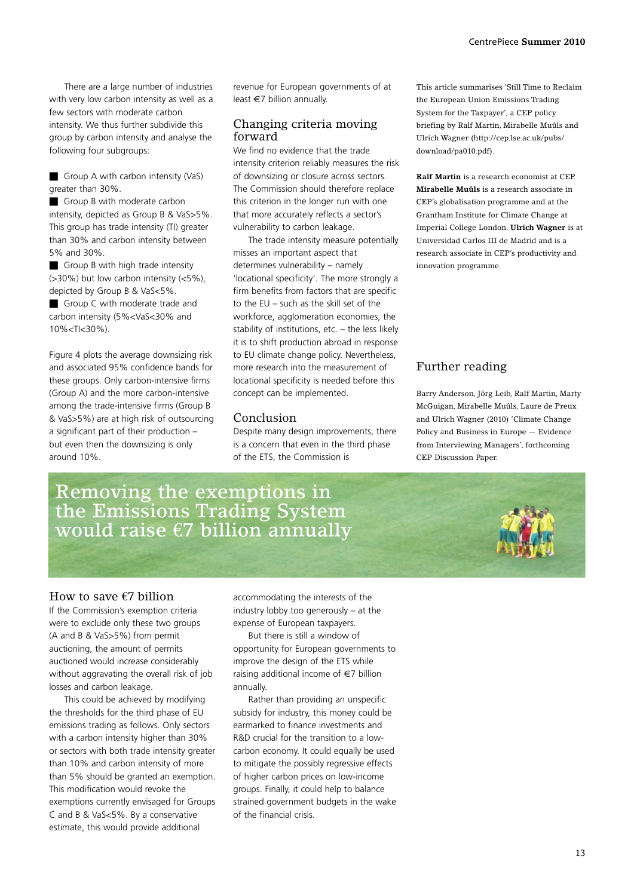There are a large number of industries with very low carbon intensity as well as a few sectors with moderate carbon intensity. We thus further subdivide this group by carbon intensity and analyse the following four subgroups:

- Group A with carbon intensity (VaS) greater than 30%.
- Group B with moderate carbon intensity, depicted as Group B & VaS>5%. This group has trade intensity (TI) greater than 30% and carbon intensity between 5% and 30%.
- Group B with high trade intensity (>30%) but low carbon intensity (<5%), depicted by Group B & VaS<5%.
- Group C with moderate trade and carbon intensity (5%<VaS<30% and 10%<TI<30%).

Figure 4 plots the average downsizing risk and associated 95% confidence bands for these groups. Only carbon-intensive firms (Group A) and the more carbon-intensive among the trade-intensive firms (Group B & VaS>5%) are at high risk of outsourcing a significant part of their production – but even then the downsizing is only around 10%.

## How to save €7 billion

If the Commission's exemption criteria were to exclude only these two groups (A and B & VaS>5%) from permit auctioning, the amount of permits auctioned would increase considerably without aggravating the overall risk of job losses and carbon leakage.

This could be achieved by modifying the thresholds for the third phase of EU emissions trading as follows. Only sectors with a carbon intensity higher than 30% or sectors with both trade intensity greater than 10% and carbon intensity of more than 5% should be granted an exemption. This modification would revoke the exemptions currently envisaged for Groups C and B & VaS<5%. By a conservative estimate, this would provide additional revenue for European governments of at least €7 billion annually.

## Changing criteria moving forward

We find no evidence that the trade intensity criterion reliably measures the risk of downsizing or closure across sectors. The Commission should therefore replace this criterion in the longer run with one that more accurately reflects a sector's vulnerability to carbon leakage.

The trade intensity measure potentially misses an important aspect that determines vulnerability – namely 'locational specificity'. The more strongly a firm benefits from factors that are specific to the EU – such as the skill set of the workforce, agglomeration economies, the stability of institutions, etc. – the less likely it is to shift production abroad in response to EU climate change policy. Nevertheless, more research into the measurement of locational specificity is needed before this concept can be implemented.

## Conclusion

Despite many design improvements, there is a concern that even in the third phase of the ETS, the Commission is accommodating the interests of the industry lobby too generously – at the expense of European taxpayers.

But there is still a window of opportunity for European governments to improve the design of the ETS while raising additional income of €7 billion annually.

Rather than providing an unspecific subsidy for industry, this money could be earmarked to finance investments and R&D crucial for the transition to a low-carbon economy. It could equally be used to mitigate the possibly regressive effects of higher carbon prices on low-income groups. Finally, it could help to balance strained government budgets in the wake of the financial crisis.

**Removing the exemptions in the Emissions Trading System would raise €7 billion annually**

This article summarises 'Still Time to Reclaim the European Union Emissions Trading System for the Taxpayer', a CEP policy briefing by Ralf Martin, Mirabelle Muûls and Ulrich Wagner (http://cep.lse.ac.uk/pubs/download/pa010.pdf).

**Ralf Martin** is a research economist at CEP. **Mirabelle Muûls** is a research associate in CEP's globalisation programme and at the Grantham Institute for Climate Change at Imperial College London. **Ulrich Wagner** is at Universidad Carlos III de Madrid and is a research associate in CEP's productivity and innovation programme.

## Further reading

Barry Anderson, Jörg Leib, Ralf Martin, Marty McGuigan, Mirabelle Muûls, Laure de Preux and Ulrich Wagner (2010) 'Climate Change Policy and Business in Europe — Evidence from Interviewing Managers', forthcoming CEP Discussion Paper.